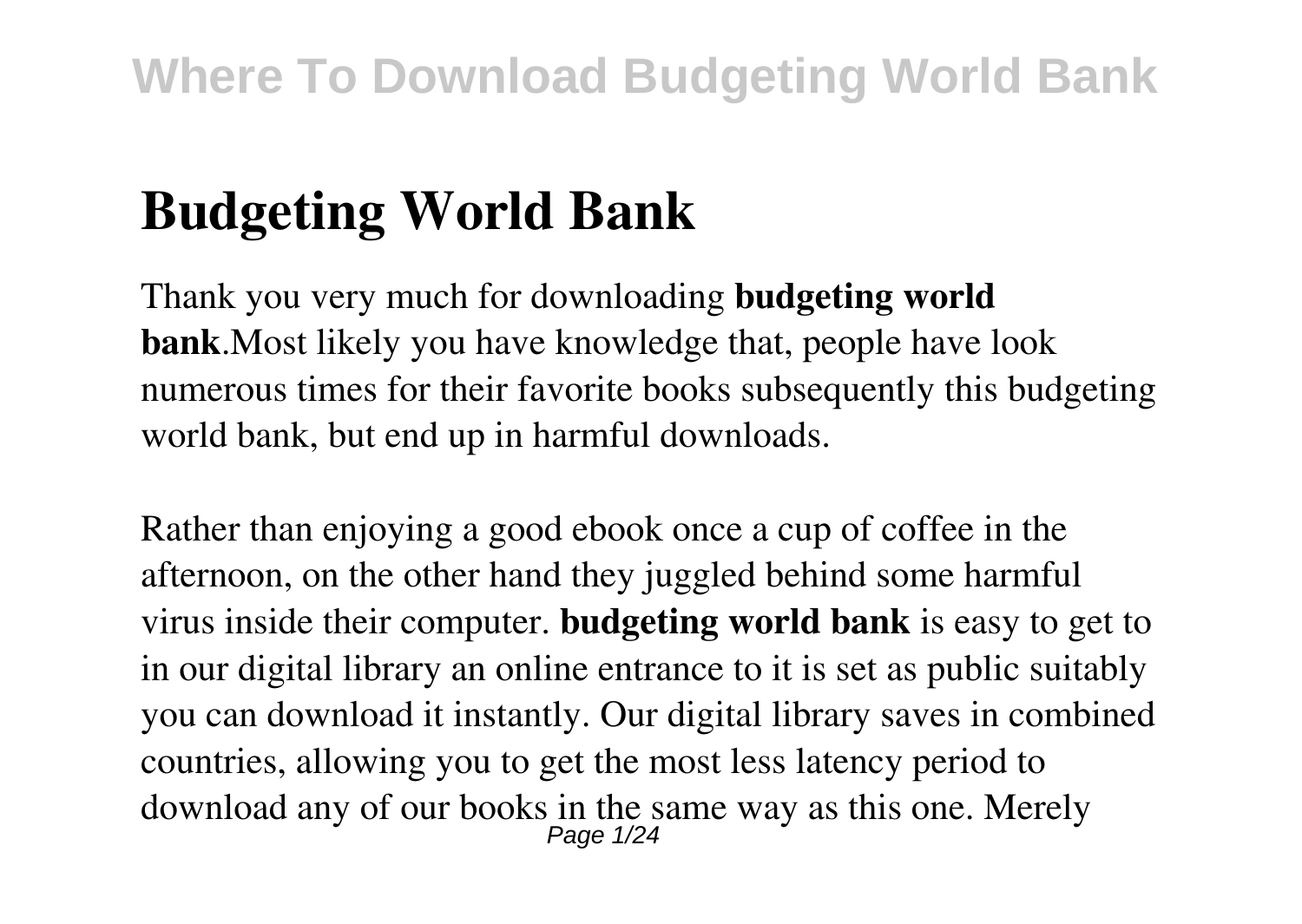# Budgeting World Bank

Thank you very much for downloading **budgeting world bank**.Most likely you have knowledge that, people have look numerous times for their favorite books subsequently this budgeting world bank, but end up in harmful downloads.

Rather than enjoying a good ebook once a cup of coffee in the afternoon, on the other hand they juggled behind some harmful virus inside their computer. **budgeting world bank** is easy to get to in our digital library an online entrance to it is set as public suitably you can download it instantly. Our digital library saves in combined countries, allowing you to get the most less latency period to download any of our books in the same way as this one. Merely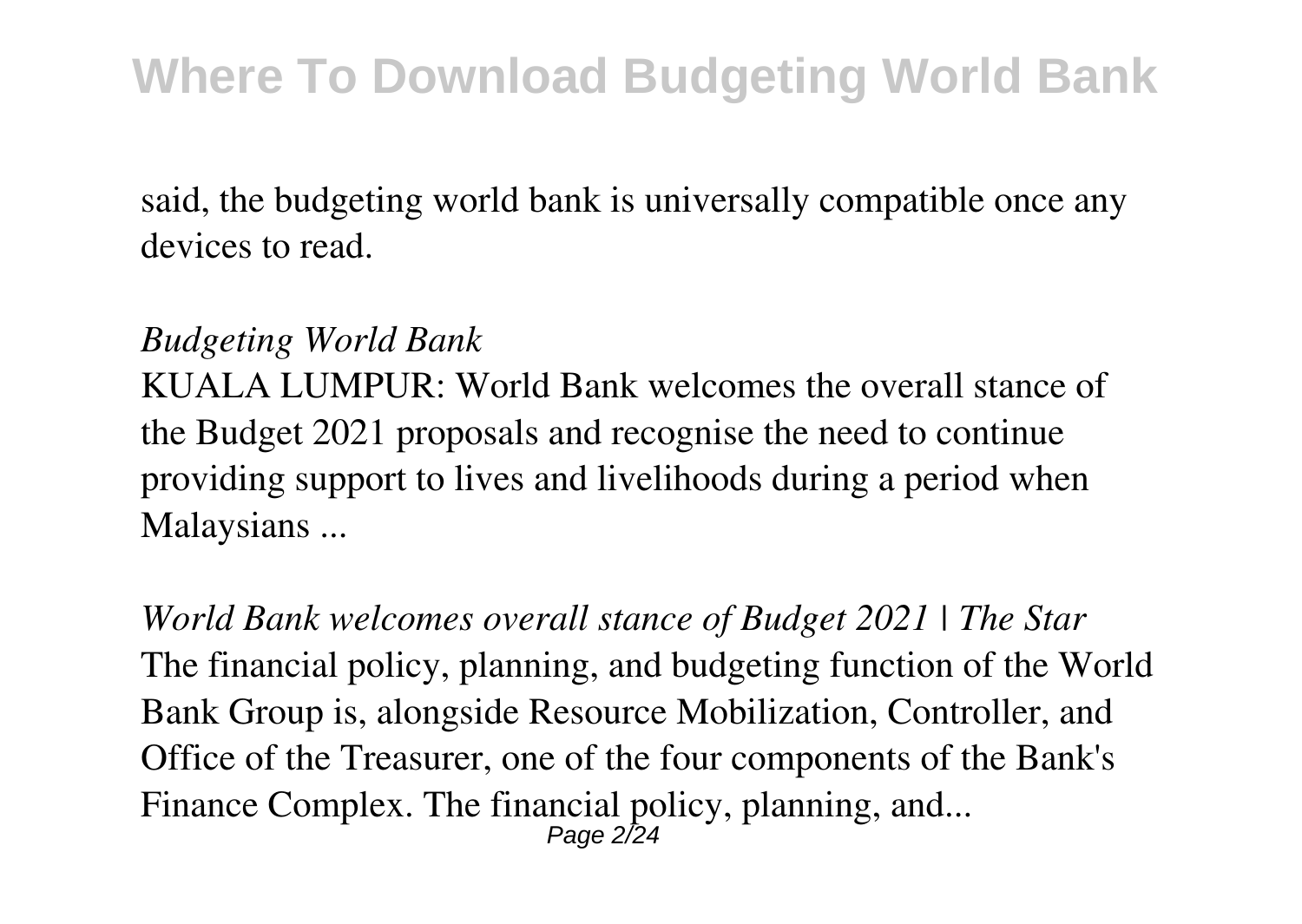said, the budgeting world bank is universally compatible once any devices to read.

*Budgeting World Bank*

KUALA LUMPUR: World Bank welcomes the overall stance of the Budget 2021 proposals and recognise the need to continue providing support to lives and livelihoods during a period when Malaysians ...

*World Bank welcomes overall stance of Budget 2021 | The Star*

The financial policy, planning, and budgeting function of the World Bank Group is, alongside Resource Mobilization, Controller, and Office of the Treasurer, one of the four components of the Bank's Finance Complex. The financial policy, planning, and...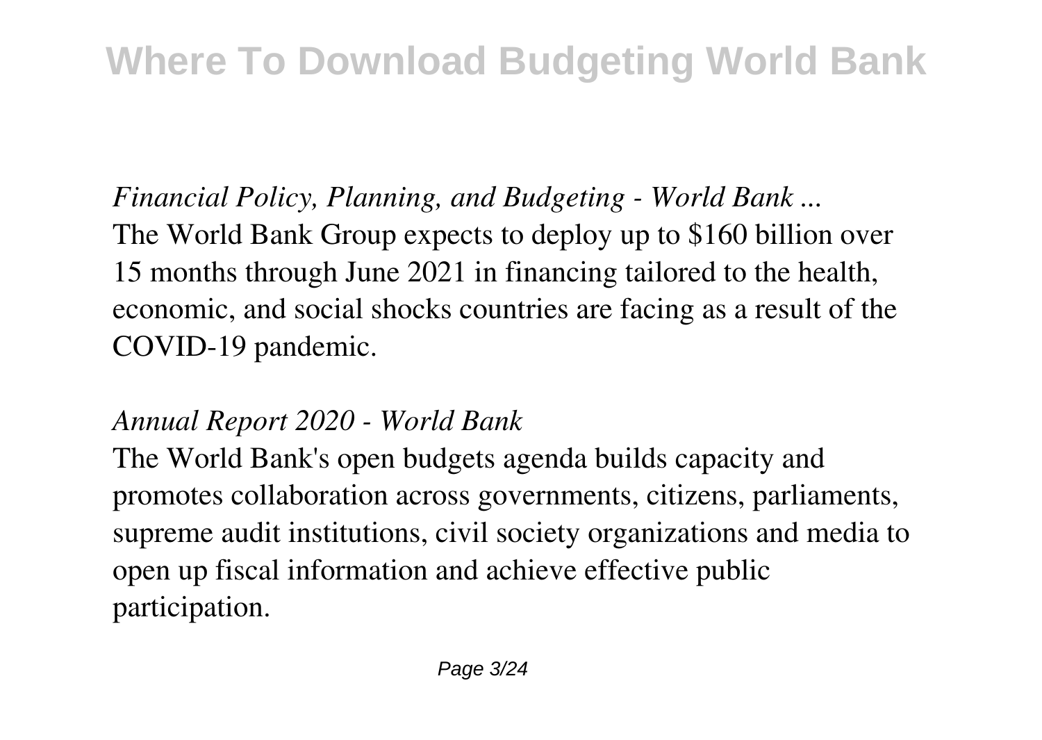*Financial Policy, Planning, and Budgeting - World Bank ...*

The World Bank Group expects to deploy up to $160 billion over 15 months through June 2021 in financing tailored to the health, economic, and social shocks countries are facing as a result of the COVID-19 pandemic.

*Annual Report 2020 - World Bank*

The World Bank's open budgets agenda builds capacity and promotes collaboration across governments, citizens, parliaments, supreme audit institutions, civil society organizations and media to open up fiscal information and achieve effective public participation.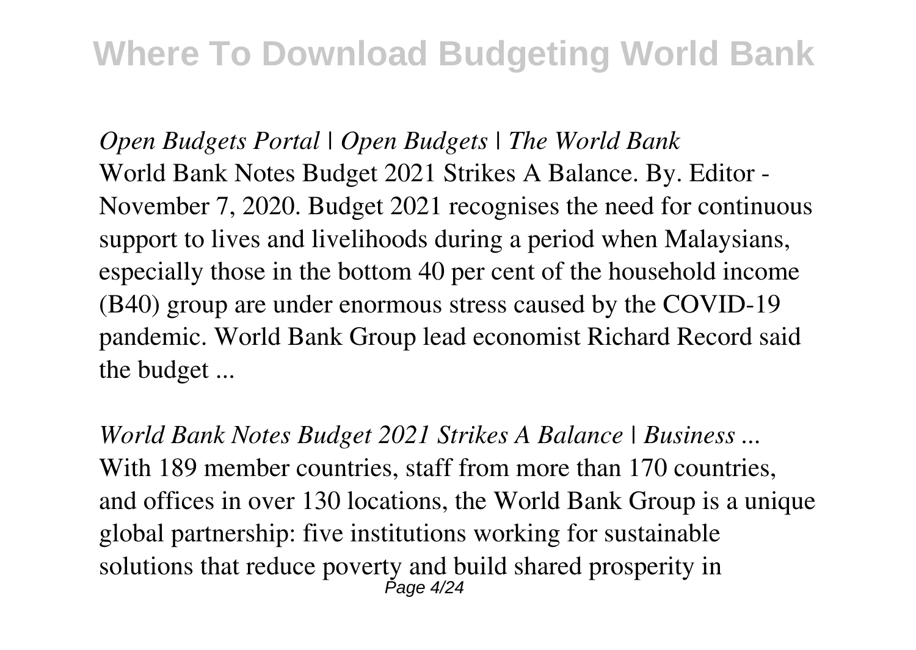*Open Budgets Portal | Open Budgets | The World Bank*
World Bank Notes Budget 2021 Strikes A Balance. By. Editor - November 7, 2020. Budget 2021 recognises the need for continuous support to lives and livelihoods during a period when Malaysians, especially those in the bottom 40 per cent of the household income (B40) group are under enormous stress caused by the COVID-19 pandemic. World Bank Group lead economist Richard Record said the budget ...

*World Bank Notes Budget 2021 Strikes A Balance | Business ...*
With 189 member countries, staff from more than 170 countries, and offices in over 130 locations, the World Bank Group is a unique global partnership: five institutions working for sustainable solutions that reduce poverty and build shared prosperity in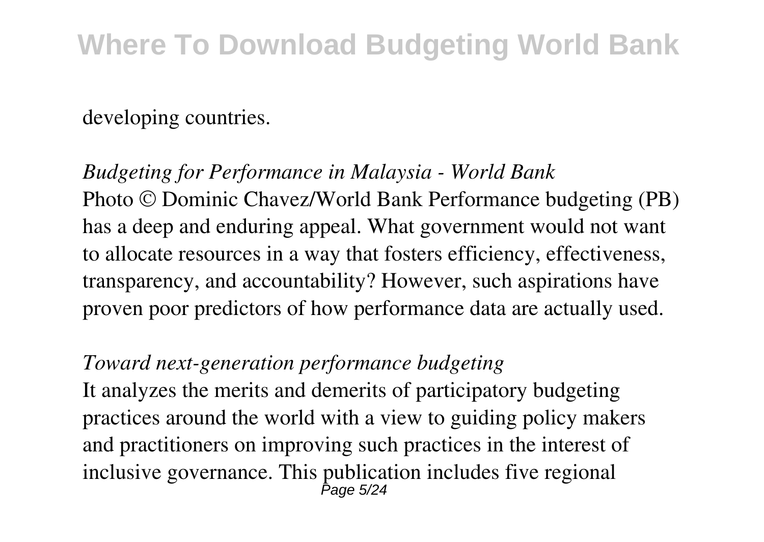developing countries.

*Budgeting for Performance in Malaysia - World Bank*

Photo © Dominic Chavez/World Bank Performance budgeting (PB) has a deep and enduring appeal. What government would not want to allocate resources in a way that fosters efficiency, effectiveness, transparency, and accountability? However, such aspirations have proven poor predictors of how performance data are actually used.

*Toward next-generation performance budgeting*

It analyzes the merits and demerits of participatory budgeting practices around the world with a view to guiding policy makers and practitioners on improving such practices in the interest of inclusive governance. This publication includes five regional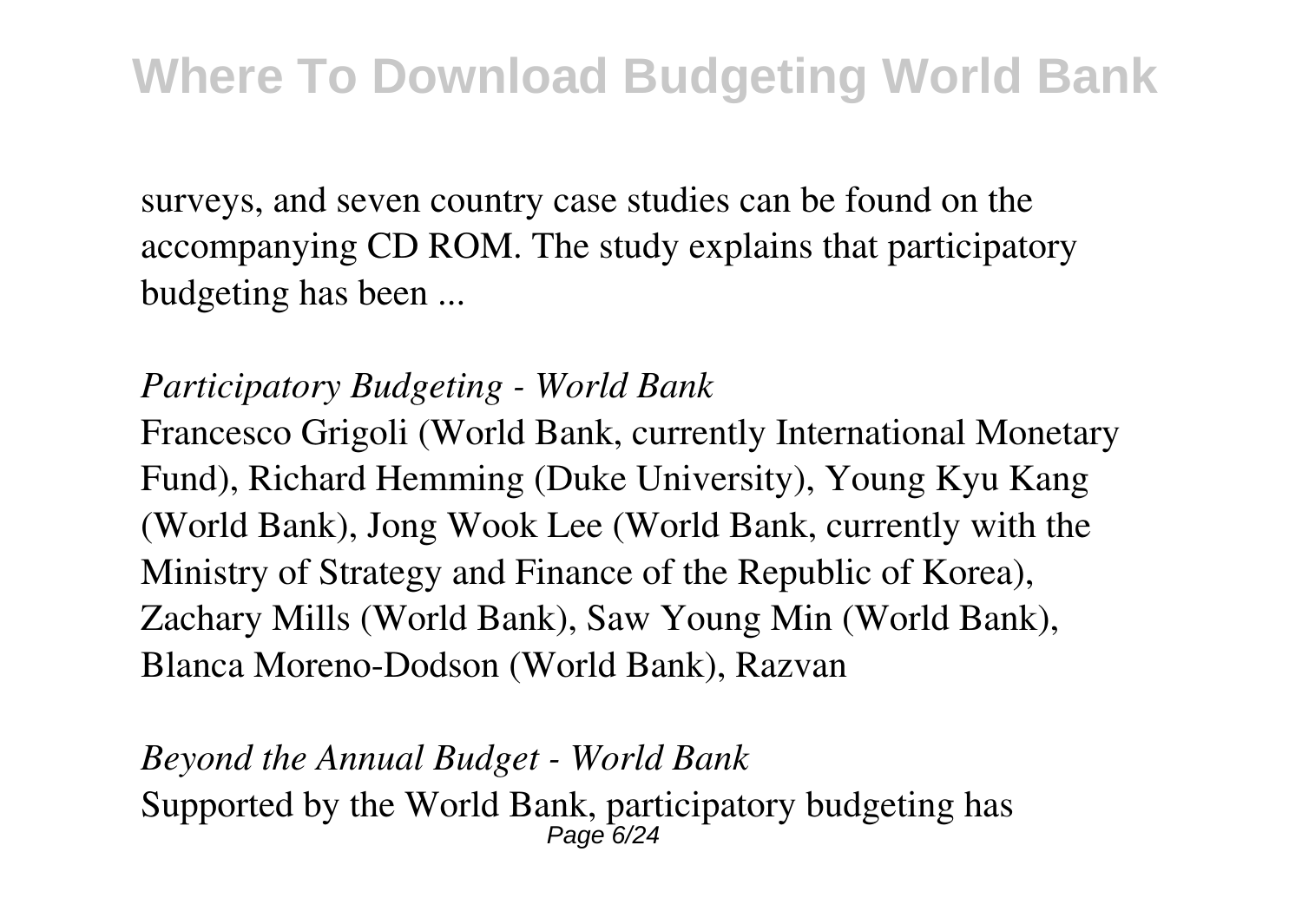surveys, and seven country case studies can be found on the accompanying CD ROM. The study explains that participatory budgeting has been ...

*Participatory Budgeting - World Bank*

Francesco Grigoli (World Bank, currently International Monetary Fund), Richard Hemming (Duke University), Young Kyu Kang (World Bank), Jong Wook Lee (World Bank, currently with the Ministry of Strategy and Finance of the Republic of Korea), Zachary Mills (World Bank), Saw Young Min (World Bank), Blanca Moreno-Dodson (World Bank), Razvan

*Beyond the Annual Budget - World Bank*

Supported by the World Bank, participatory budgeting has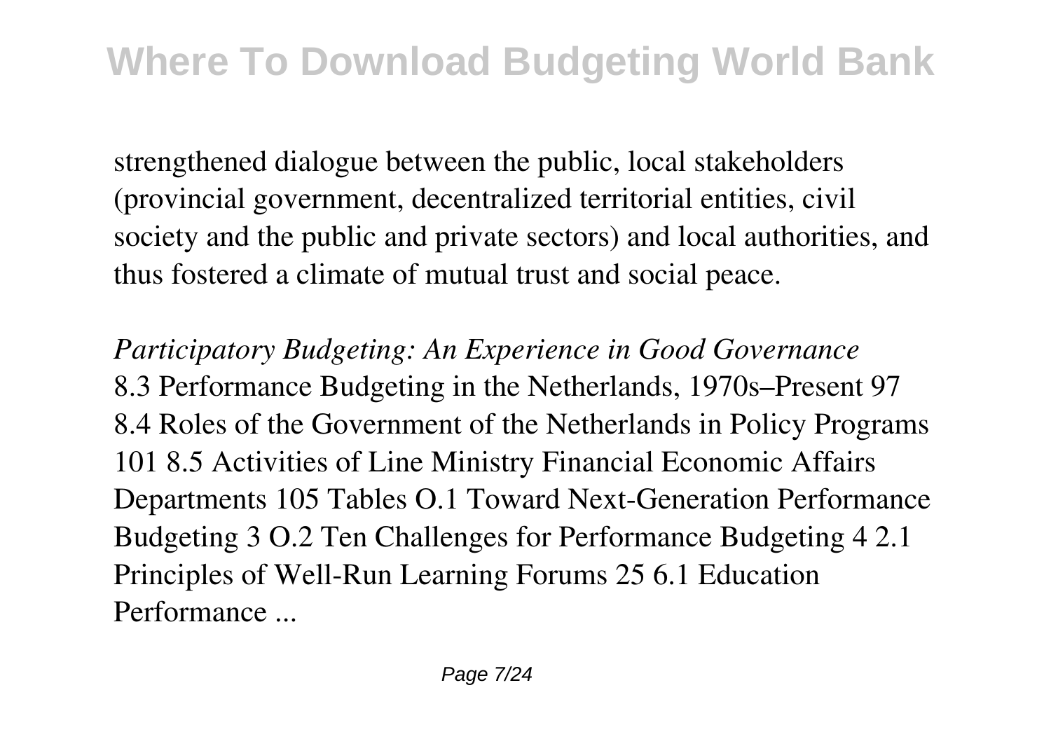strengthened dialogue between the public, local stakeholders (provincial government, decentralized territorial entities, civil society and the public and private sectors) and local authorities, and thus fostered a climate of mutual trust and social peace.

*Participatory Budgeting: An Experience in Good Governance*
8.3 Performance Budgeting in the Netherlands, 1970s–Present 97 8.4 Roles of the Government of the Netherlands in Policy Programs 101 8.5 Activities of Line Ministry Financial Economic Affairs Departments 105 Tables O.1 Toward Next-Generation Performance Budgeting 3 O.2 Ten Challenges for Performance Budgeting 4 2.1 Principles of Well-Run Learning Forums 25 6.1 Education Performance ...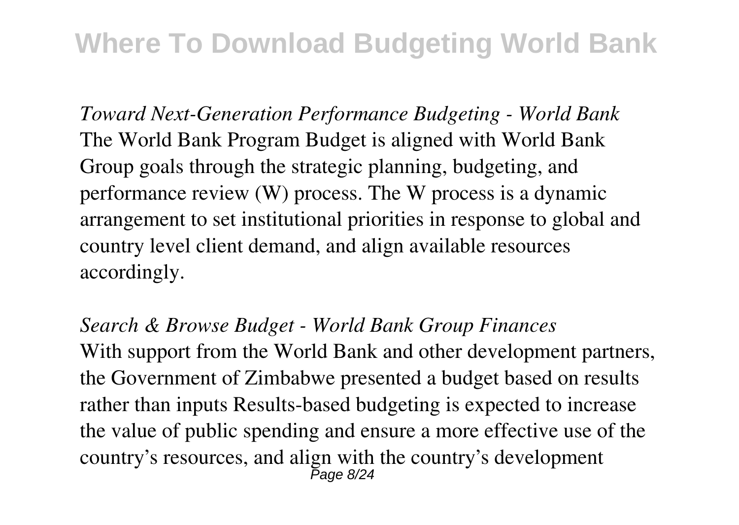*Toward Next-Generation Performance Budgeting - World Bank*
The World Bank Program Budget is aligned with World Bank Group goals through the strategic planning, budgeting, and performance review (W) process. The W process is a dynamic arrangement to set institutional priorities in response to global and country level client demand, and align available resources accordingly.

*Search & Browse Budget - World Bank Group Finances*
With support from the World Bank and other development partners, the Government of Zimbabwe presented a budget based on results rather than inputs Results-based budgeting is expected to increase the value of public spending and ensure a more effective use of the country's resources, and align with the country's development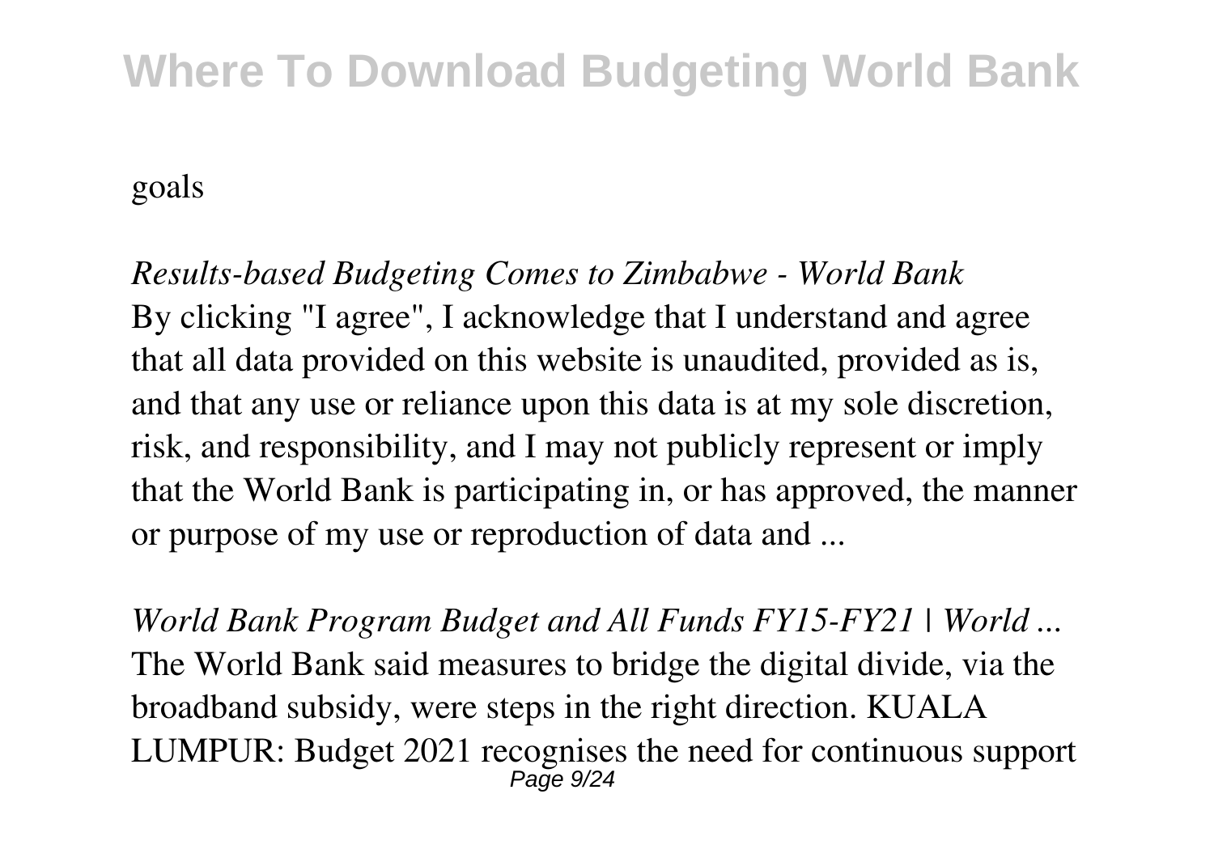goals

*Results-based Budgeting Comes to Zimbabwe - World Bank*
By clicking "I agree", I acknowledge that I understand and agree that all data provided on this website is unaudited, provided as is, and that any use or reliance upon this data is at my sole discretion, risk, and responsibility, and I may not publicly represent or imply that the World Bank is participating in, or has approved, the manner or purpose of my use or reproduction of data and ...

*World Bank Program Budget and All Funds FY15-FY21 | World ...*
The World Bank said measures to bridge the digital divide, via the broadband subsidy, were steps in the right direction. KUALA LUMPUR: Budget 2021 recognises the need for continuous support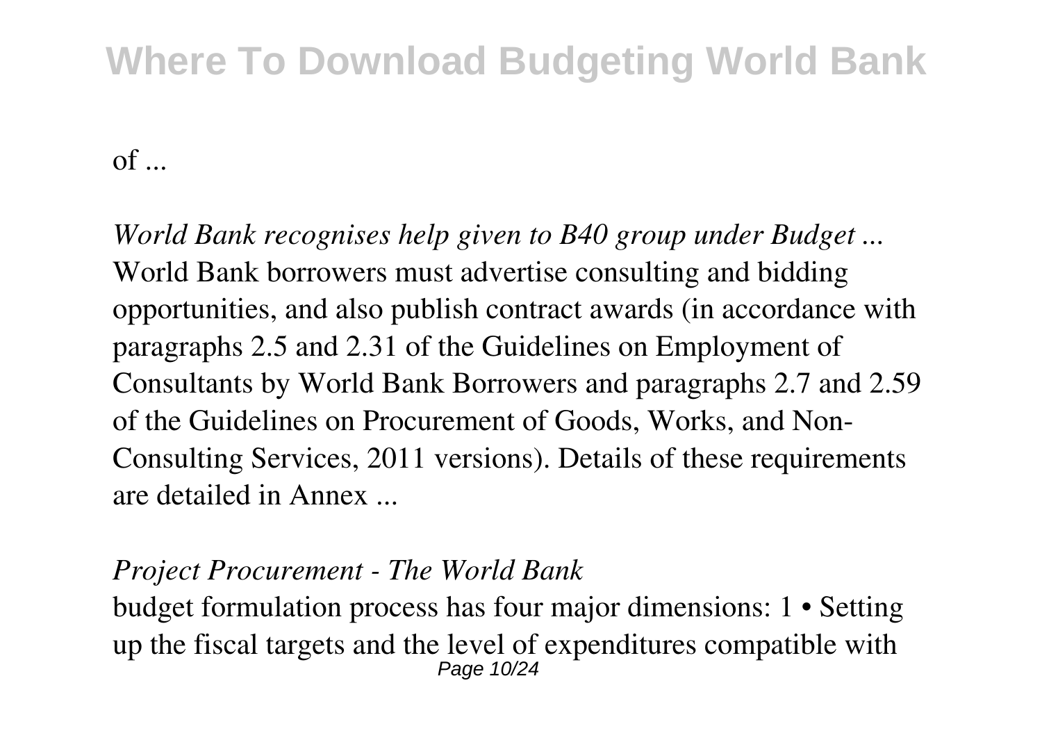of ...

*World Bank recognises help given to B40 group under Budget ...*
World Bank borrowers must advertise consulting and bidding opportunities, and also publish contract awards (in accordance with paragraphs 2.5 and 2.31 of the Guidelines on Employment of Consultants by World Bank Borrowers and paragraphs 2.7 and 2.59 of the Guidelines on Procurement of Goods, Works, and Non-Consulting Services, 2011 versions). Details of these requirements are detailed in Annex ...

*Project Procurement - The World Bank*
budget formulation process has four major dimensions: 1 • Setting up the fiscal targets and the level of expenditures compatible with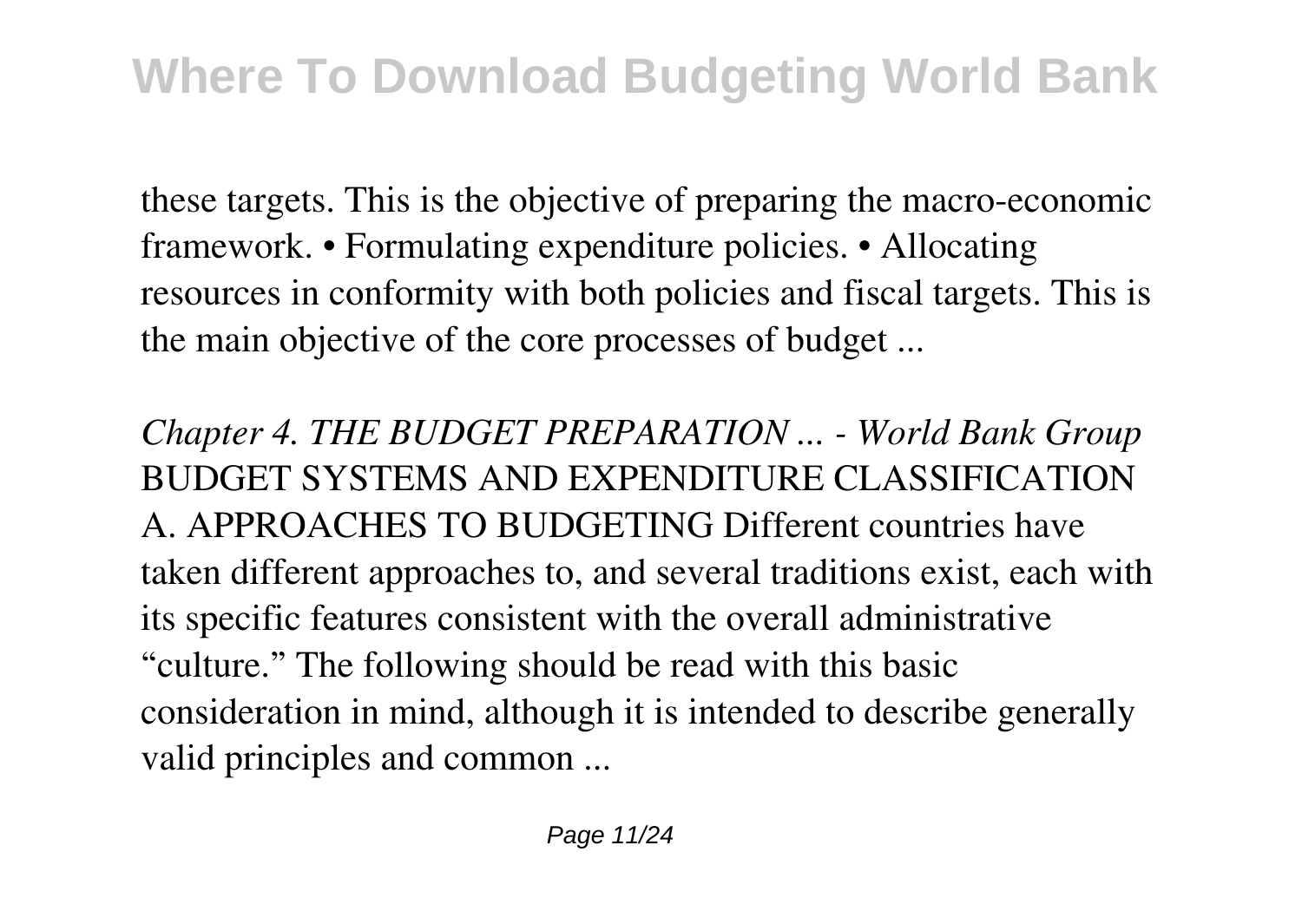these targets. This is the objective of preparing the macro-economic framework. • Formulating expenditure policies. • Allocating resources in conformity with both policies and fiscal targets. This is the main objective of the core processes of budget ...

*Chapter 4. THE BUDGET PREPARATION ... - World Bank Group*
BUDGET SYSTEMS AND EXPENDITURE CLASSIFICATION A. APPROACHES TO BUDGETING Different countries have taken different approaches to, and several traditions exist, each with its specific features consistent with the overall administrative "culture." The following should be read with this basic consideration in mind, although it is intended to describe generally valid principles and common ...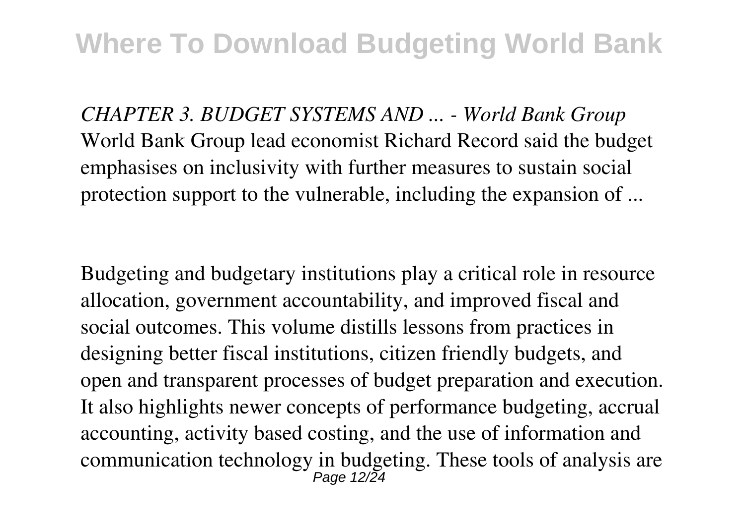*CHAPTER 3. BUDGET SYSTEMS AND ... - World Bank Group*
World Bank Group lead economist Richard Record said the budget emphasises on inclusivity with further measures to sustain social protection support to the vulnerable, including the expansion of ...

Budgeting and budgetary institutions play a critical role in resource allocation, government accountability, and improved fiscal and social outcomes. This volume distills lessons from practices in designing better fiscal institutions, citizen friendly budgets, and open and transparent processes of budget preparation and execution. It also highlights newer concepts of performance budgeting, accrual accounting, activity based costing, and the use of information and communication technology in budgeting. These tools of analysis are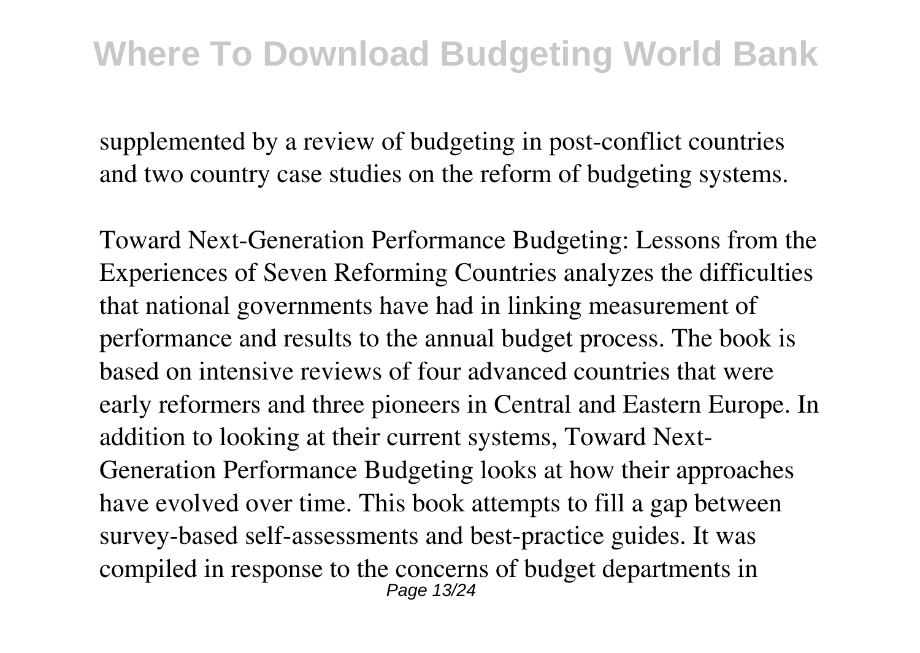supplemented by a review of budgeting in post-conflict countries and two country case studies on the reform of budgeting systems.

Toward Next-Generation Performance Budgeting: Lessons from the Experiences of Seven Reforming Countries analyzes the difficulties that national governments have had in linking measurement of performance and results to the annual budget process. The book is based on intensive reviews of four advanced countries that were early reformers and three pioneers in Central and Eastern Europe. In addition to looking at their current systems, Toward Next-Generation Performance Budgeting looks at how their approaches have evolved over time. This book attempts to fill a gap between survey-based self-assessments and best-practice guides. It was compiled in response to the concerns of budget departments in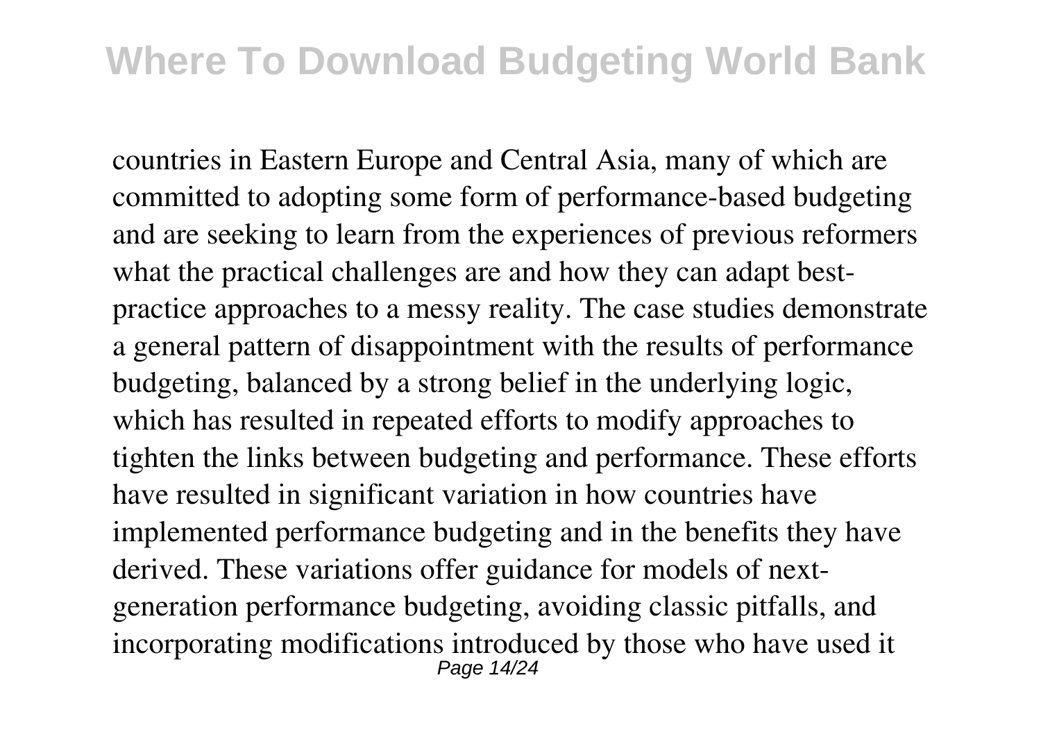countries in Eastern Europe and Central Asia, many of which are committed to adopting some form of performance-based budgeting and are seeking to learn from the experiences of previous reformers what the practical challenges are and how they can adapt best-practice approaches to a messy reality. The case studies demonstrate a general pattern of disappointment with the results of performance budgeting, balanced by a strong belief in the underlying logic, which has resulted in repeated efforts to modify approaches to tighten the links between budgeting and performance. These efforts have resulted in significant variation in how countries have implemented performance budgeting and in the benefits they have derived. These variations offer guidance for models of next-generation performance budgeting, avoiding classic pitfalls, and incorporating modifications introduced by those who have used it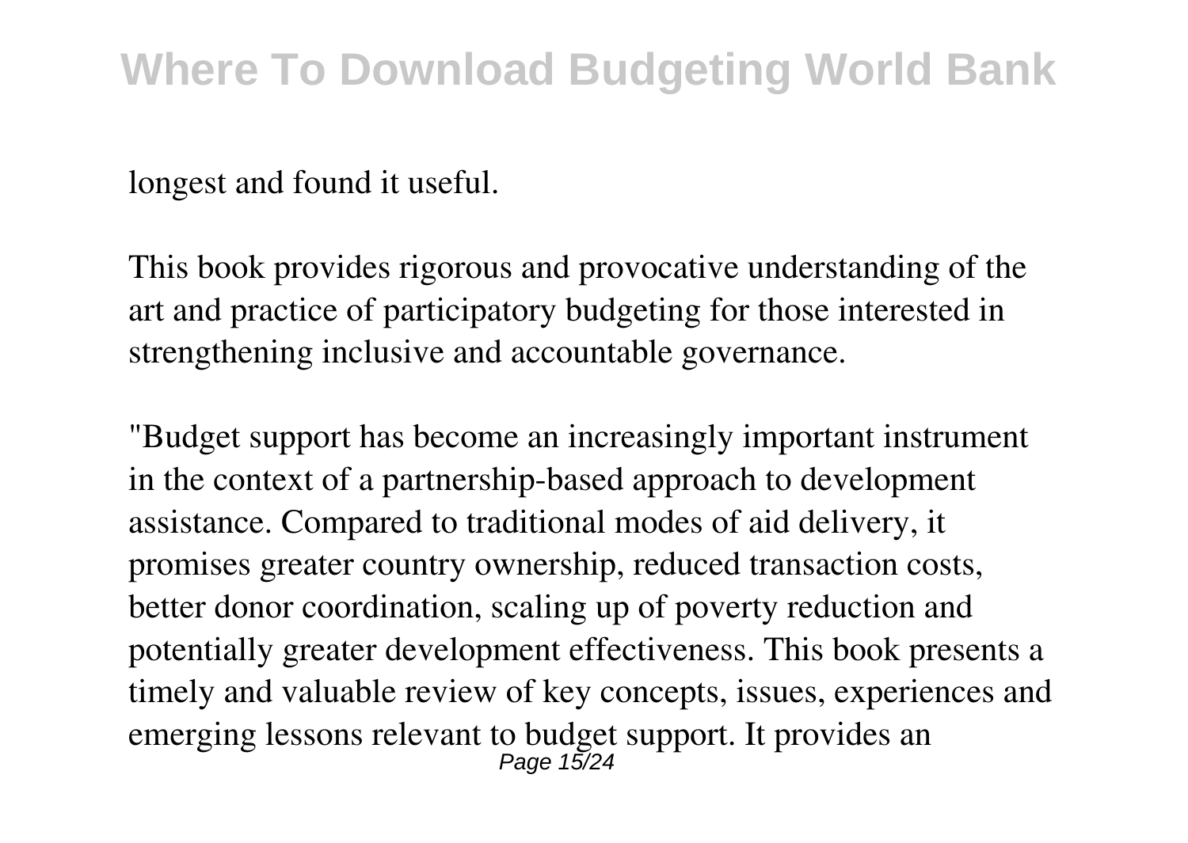longest and found it useful.

This book provides rigorous and provocative understanding of the art and practice of participatory budgeting for those interested in strengthening inclusive and accountable governance.

"Budget support has become an increasingly important instrument in the context of a partnership-based approach to development assistance. Compared to traditional modes of aid delivery, it promises greater country ownership, reduced transaction costs, better donor coordination, scaling up of poverty reduction and potentially greater development effectiveness. This book presents a timely and valuable review of key concepts, issues, experiences and emerging lessons relevant to budget support. It provides an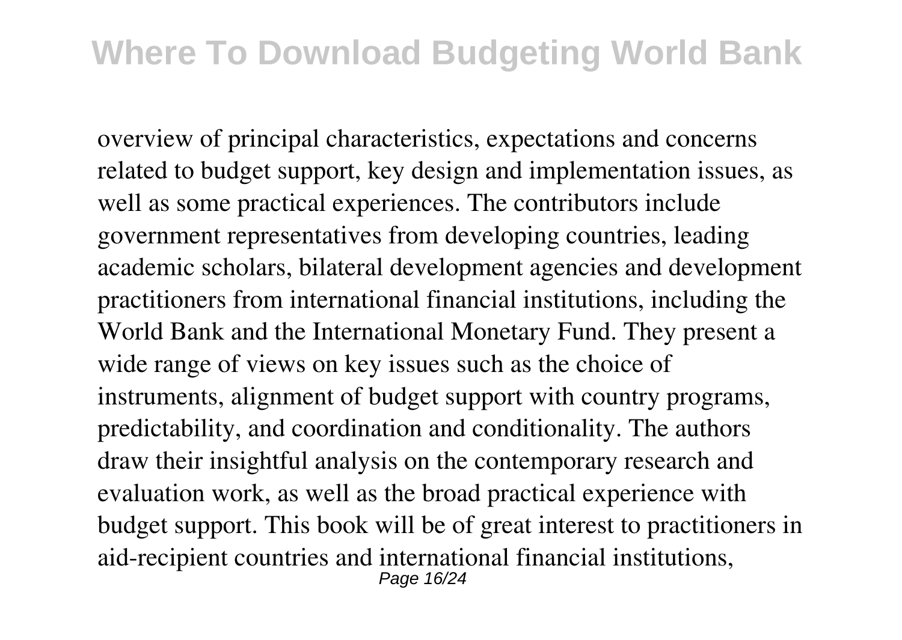overview of principal characteristics, expectations and concerns related to budget support, key design and implementation issues, as well as some practical experiences. The contributors include government representatives from developing countries, leading academic scholars, bilateral development agencies and development practitioners from international financial institutions, including the World Bank and the International Monetary Fund. They present a wide range of views on key issues such as the choice of instruments, alignment of budget support with country programs, predictability, and coordination and conditionality. The authors draw their insightful analysis on the contemporary research and evaluation work, as well as the broad practical experience with budget support. This book will be of great interest to practitioners in aid-recipient countries and international financial institutions,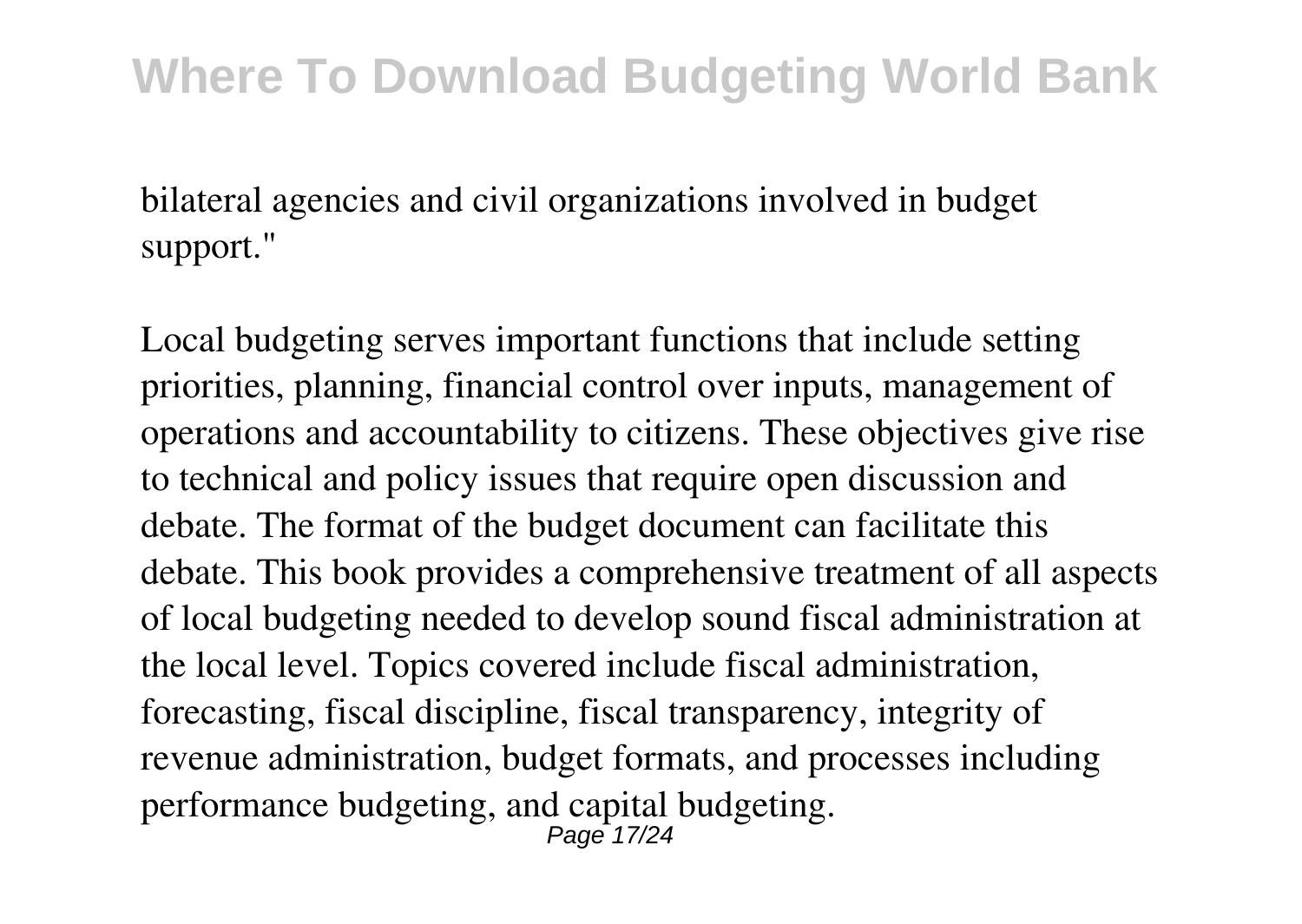bilateral agencies and civil organizations involved in budget support."

Local budgeting serves important functions that include setting priorities, planning, financial control over inputs, management of operations and accountability to citizens. These objectives give rise to technical and policy issues that require open discussion and debate. The format of the budget document can facilitate this debate. This book provides a comprehensive treatment of all aspects of local budgeting needed to develop sound fiscal administration at the local level. Topics covered include fiscal administration, forecasting, fiscal discipline, fiscal transparency, integrity of revenue administration, budget formats, and processes including performance budgeting, and capital budgeting.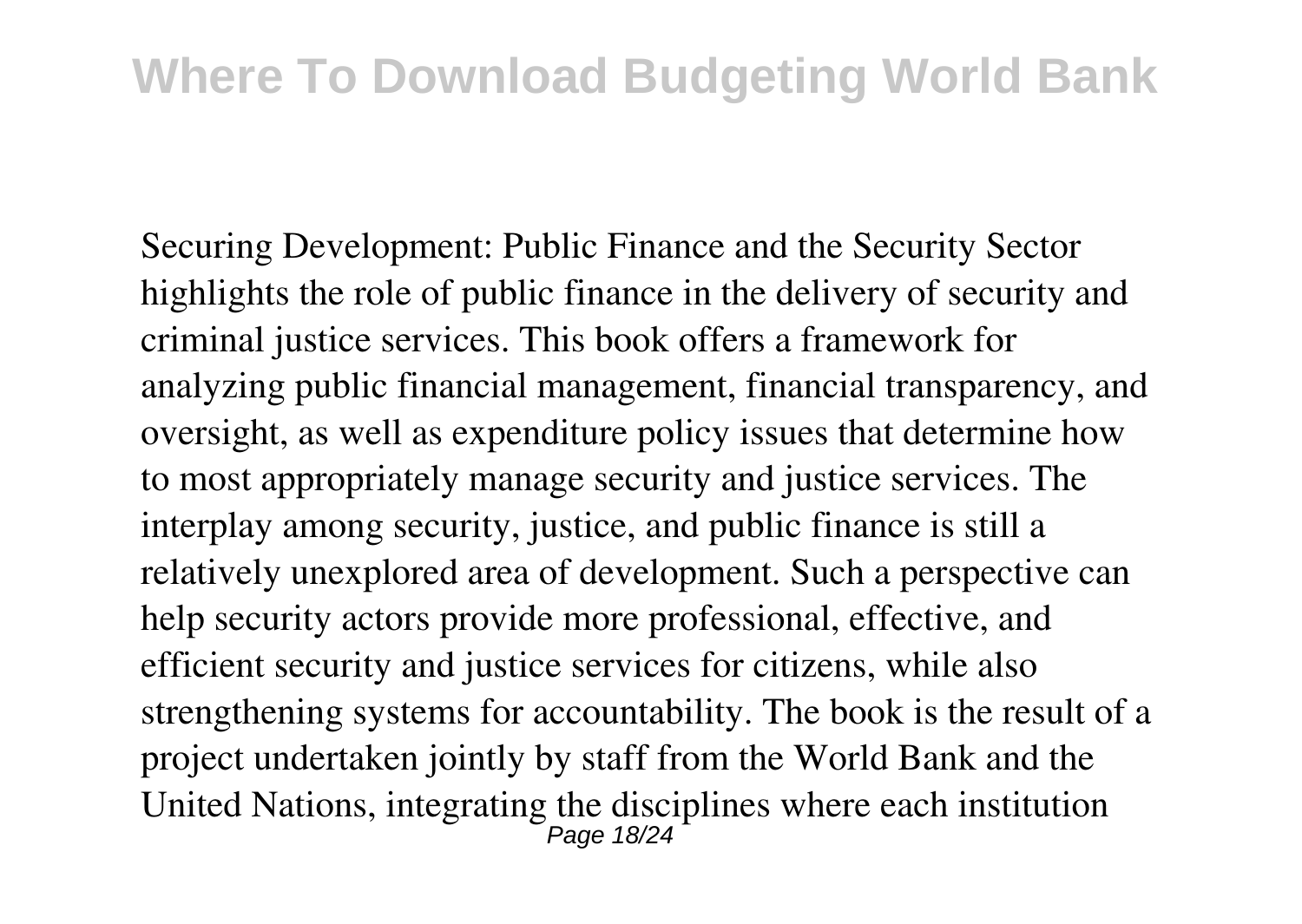Securing Development: Public Finance and the Security Sector highlights the role of public finance in the delivery of security and criminal justice services. This book offers a framework for analyzing public financial management, financial transparency, and oversight, as well as expenditure policy issues that determine how to most appropriately manage security and justice services. The interplay among security, justice, and public finance is still a relatively unexplored area of development. Such a perspective can help security actors provide more professional, effective, and efficient security and justice services for citizens, while also strengthening systems for accountability. The book is the result of a project undertaken jointly by staff from the World Bank and the United Nations, integrating the disciplines where each institution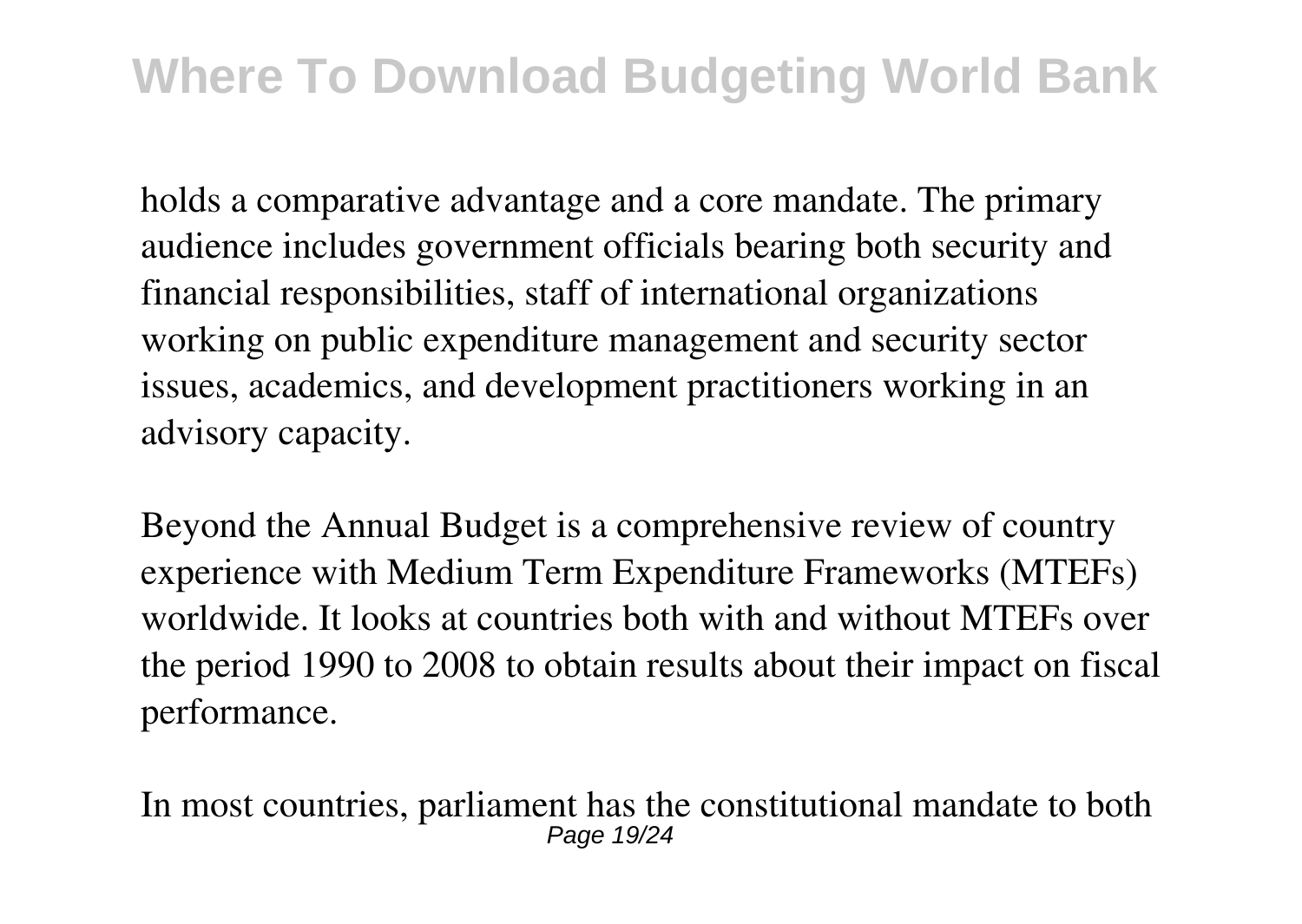holds a comparative advantage and a core mandate. The primary audience includes government officials bearing both security and financial responsibilities, staff of international organizations working on public expenditure management and security sector issues, academics, and development practitioners working in an advisory capacity.

Beyond the Annual Budget is a comprehensive review of country experience with Medium Term Expenditure Frameworks (MTEFs) worldwide. It looks at countries both with and without MTEFs over the period 1990 to 2008 to obtain results about their impact on fiscal performance.

In most countries, parliament has the constitutional mandate to both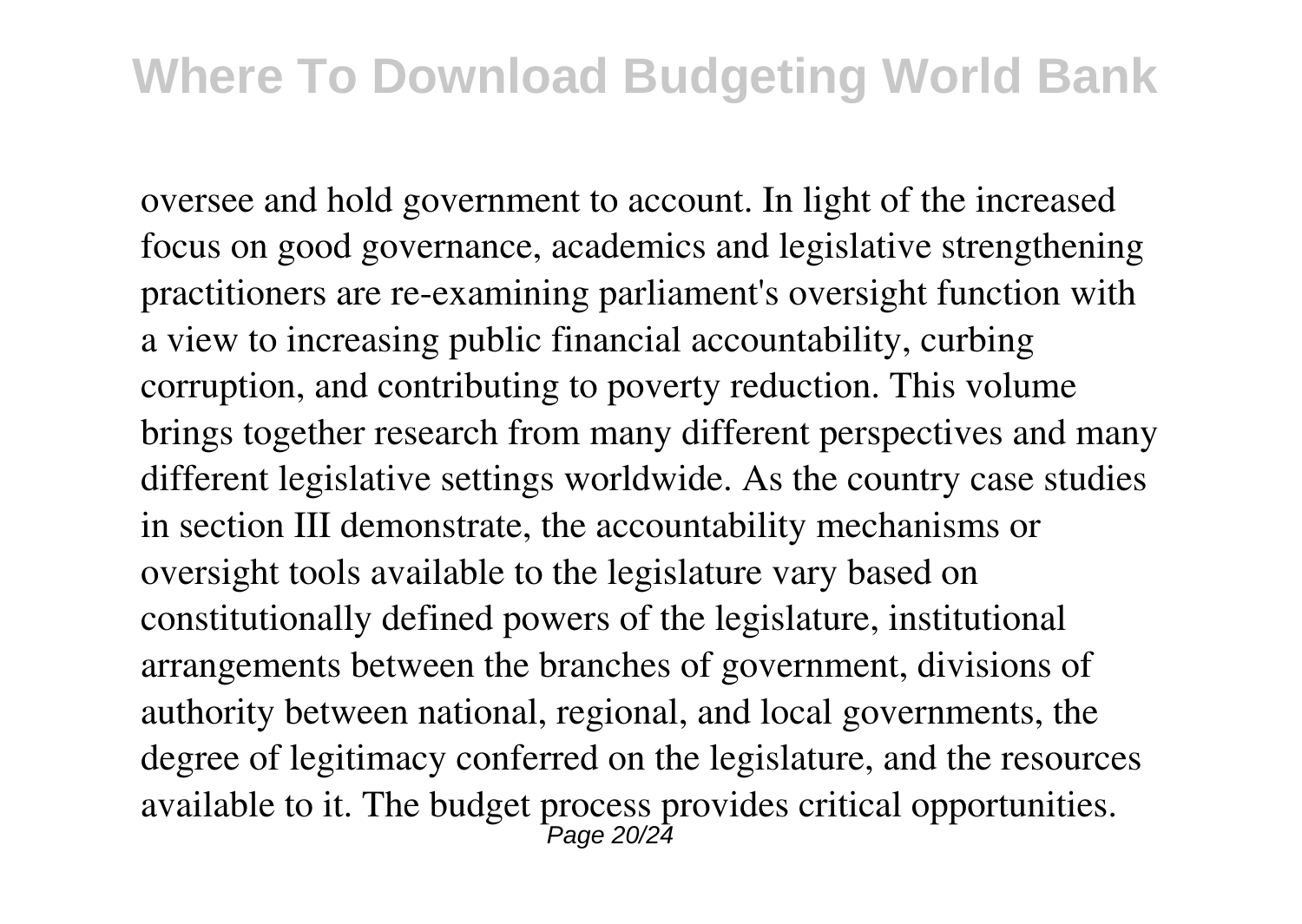oversee and hold government to account. In light of the increased focus on good governance, academics and legislative strengthening practitioners are re-examining parliament's oversight function with a view to increasing public financial accountability, curbing corruption, and contributing to poverty reduction. This volume brings together research from many different perspectives and many different legislative settings worldwide. As the country case studies in section III demonstrate, the accountability mechanisms or oversight tools available to the legislature vary based on constitutionally defined powers of the legislature, institutional arrangements between the branches of government, divisions of authority between national, regional, and local governments, the degree of legitimacy conferred on the legislature, and the resources available to it. The budget process provides critical opportunities.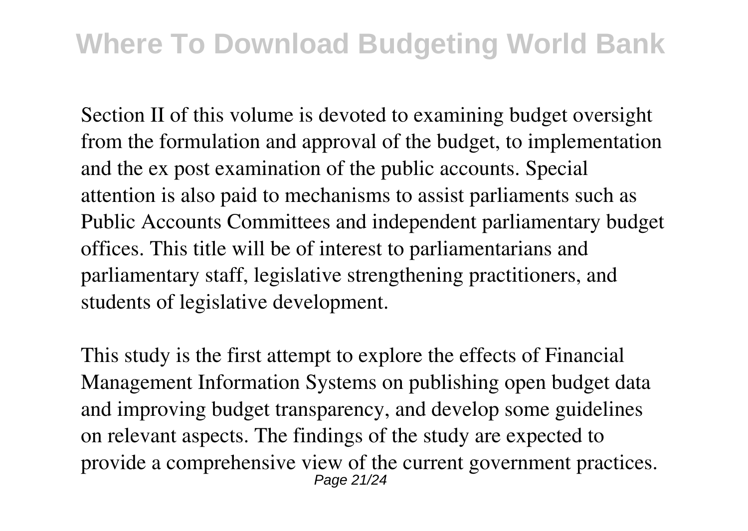Section II of this volume is devoted to examining budget oversight from the formulation and approval of the budget, to implementation and the ex post examination of the public accounts. Special attention is also paid to mechanisms to assist parliaments such as Public Accounts Committees and independent parliamentary budget offices. This title will be of interest to parliamentarians and parliamentary staff, legislative strengthening practitioners, and students of legislative development.

This study is the first attempt to explore the effects of Financial Management Information Systems on publishing open budget data and improving budget transparency, and develop some guidelines on relevant aspects. The findings of the study are expected to provide a comprehensive view of the current government practices.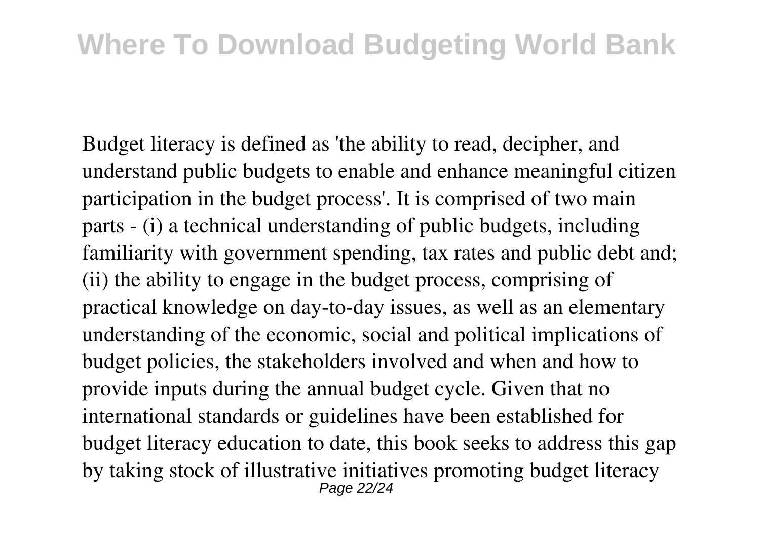Budget literacy is defined as 'the ability to read, decipher, and understand public budgets to enable and enhance meaningful citizen participation in the budget process'. It is comprised of two main parts - (i) a technical understanding of public budgets, including familiarity with government spending, tax rates and public debt and; (ii) the ability to engage in the budget process, comprising of practical knowledge on day-to-day issues, as well as an elementary understanding of the economic, social and political implications of budget policies, the stakeholders involved and when and how to provide inputs during the annual budget cycle. Given that no international standards or guidelines have been established for budget literacy education to date, this book seeks to address this gap by taking stock of illustrative initiatives promoting budget literacy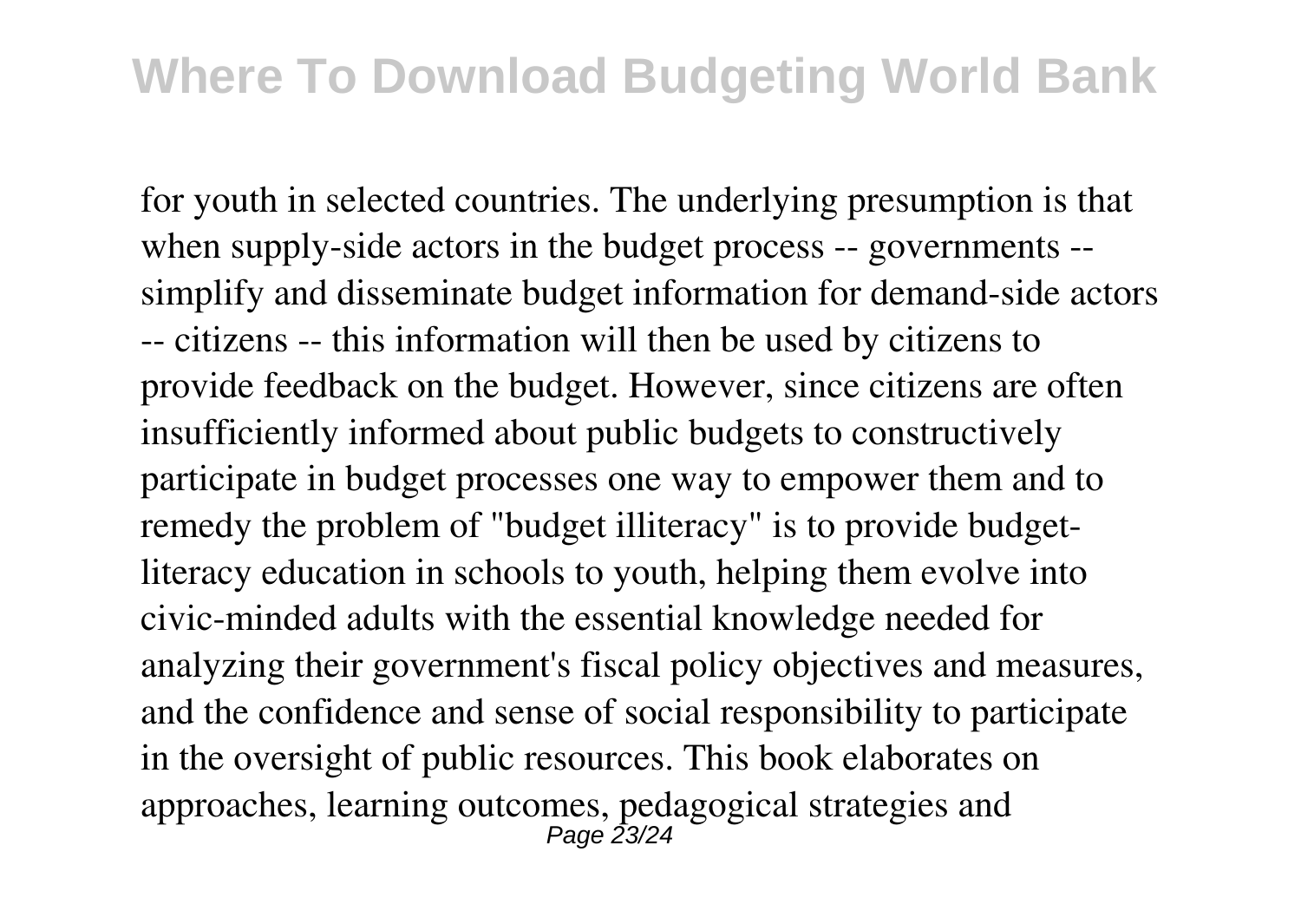for youth in selected countries. The underlying presumption is that when supply-side actors in the budget process -- governments -- simplify and disseminate budget information for demand-side actors -- citizens -- this information will then be used by citizens to provide feedback on the budget. However, since citizens are often insufficiently informed about public budgets to constructively participate in budget processes one way to empower them and to remedy the problem of "budget illiteracy" is to provide budget-literacy education in schools to youth, helping them evolve into civic-minded adults with the essential knowledge needed for analyzing their government's fiscal policy objectives and measures, and the confidence and sense of social responsibility to participate in the oversight of public resources. This book elaborates on approaches, learning outcomes, pedagogical strategies and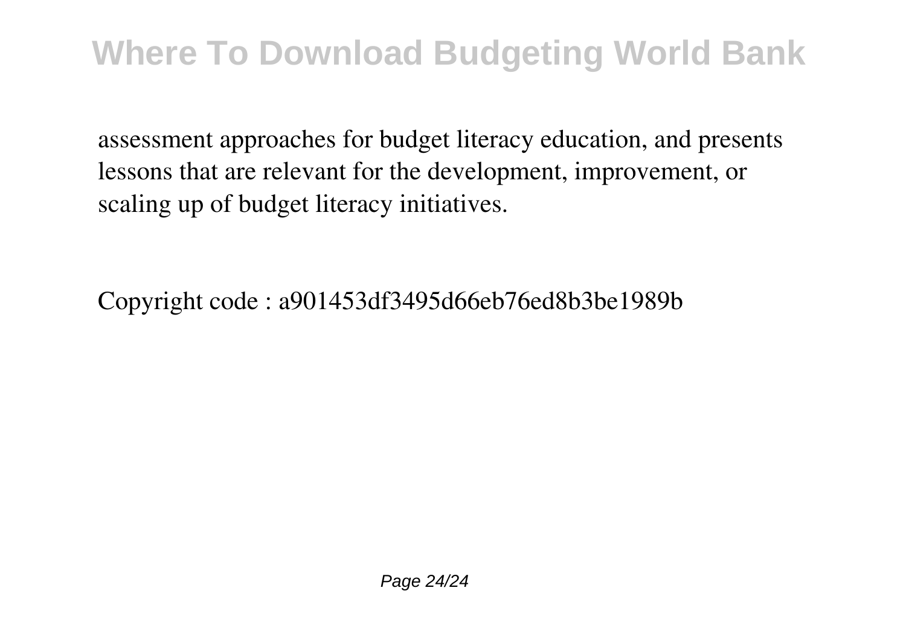assessment approaches for budget literacy education, and presents lessons that are relevant for the development, improvement, or scaling up of budget literacy initiatives.

Copyright code : a901453df3495d66eb76ed8b3be1989b